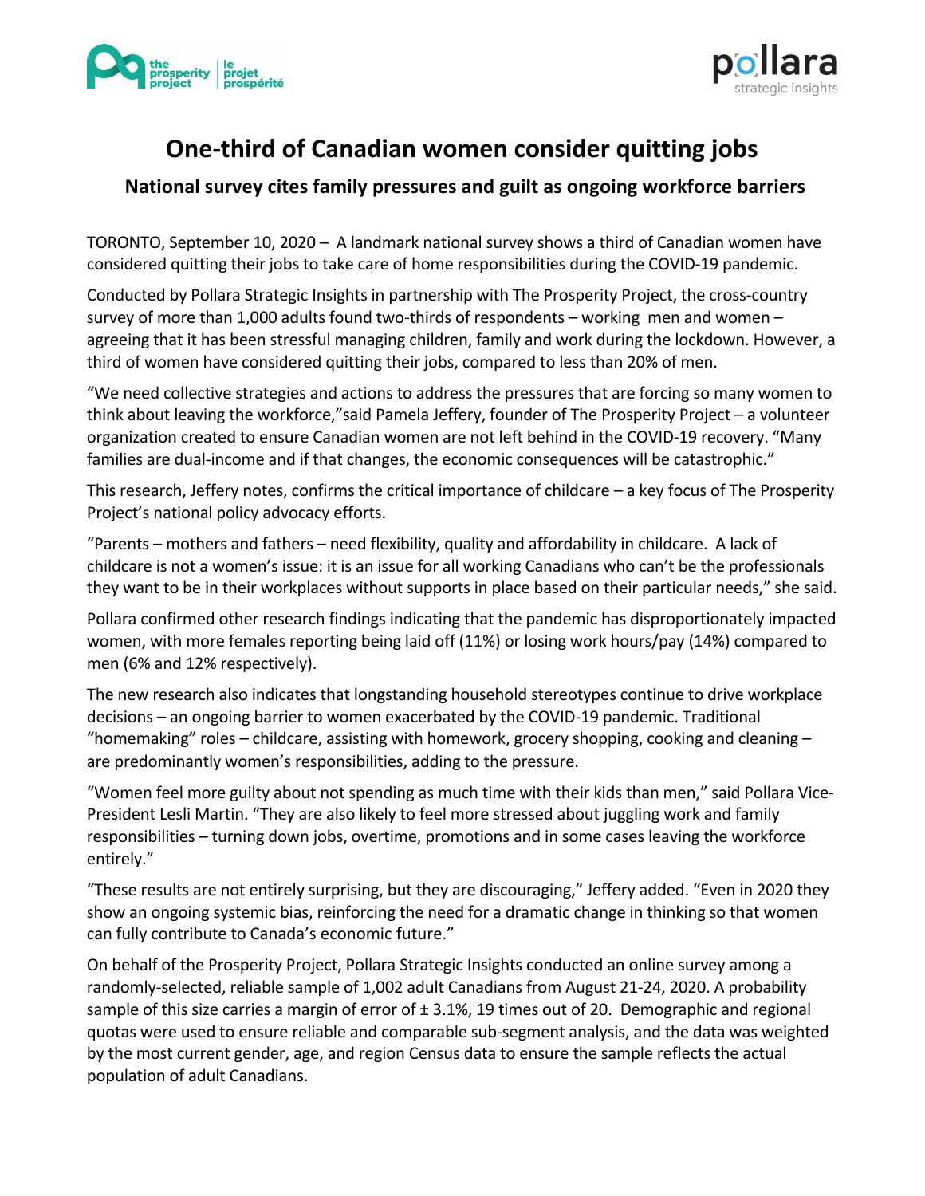# One-third of Canadian women consider quitting jobs

## National survey cites family pressures and guilt as ongoing workforce barriers

TORONTO, September 10, 2020 – A landmark national survey shows a third of Canadian women have considered quitting their jobs to take care of home responsibilities during the COVID-19 pandemic.

Conducted by Pollara Strategic Insights in partnership with The Prosperity Project, the cross-country survey of more than 1,000 adults found two-thirds of respondents – working men and women – agreeing that it has been stressful managing children, family and work during the lockdown. However, a third of women have considered quitting their jobs, compared to less than 20% of men.

"We need collective strategies and actions to address the pressures that are forcing so many women to think about leaving the workforce,"said Pamela Jeffery, founder of The Prosperity Project – a volunteer organization created to ensure Canadian women are not left behind in the COVID-19 recovery. "Many families are dual-income and if that changes, the economic consequences will be catastrophic."

This research, Jeffery notes, confirms the critical importance of childcare – a key focus of The Prosperity Project's national policy advocacy efforts.

"Parents – mothers and fathers – need flexibility, quality and affordability in childcare. A lack of childcare is not a women's issue: it is an issue for all working Canadians who can't be the professionals they want to be in their workplaces without supports in place based on their particular needs," she said.

Pollara confirmed other research findings indicating that the pandemic has disproportionately impacted women, with more females reporting being laid off (11%) or losing work hours/pay (14%) compared to men (6% and 12% respectively).

The new research also indicates that longstanding household stereotypes continue to drive workplace decisions – an ongoing barrier to women exacerbated by the COVID-19 pandemic. Traditional "homemaking" roles – childcare, assisting with homework, grocery shopping, cooking and cleaning – are predominantly women's responsibilities, adding to the pressure.

"Women feel more guilty about not spending as much time with their kids than men," said Pollara Vice-President Lesli Martin. "They are also likely to feel more stressed about juggling work and family responsibilities – turning down jobs, overtime, promotions and in some cases leaving the workforce entirely."

"These results are not entirely surprising, but they are discouraging," Jeffery added. "Even in 2020 they show an ongoing systemic bias, reinforcing the need for a dramatic change in thinking so that women can fully contribute to Canada's economic future."

On behalf of the Prosperity Project, Pollara Strategic Insights conducted an online survey among a randomly-selected, reliable sample of 1,002 adult Canadians from August 21-24, 2020. A probability sample of this size carries a margin of error of ± 3.1%, 19 times out of 20. Demographic and regional quotas were used to ensure reliable and comparable sub-segment analysis, and the data was weighted by the most current gender, age, and region Census data to ensure the sample reflects the actual population of adult Canadians.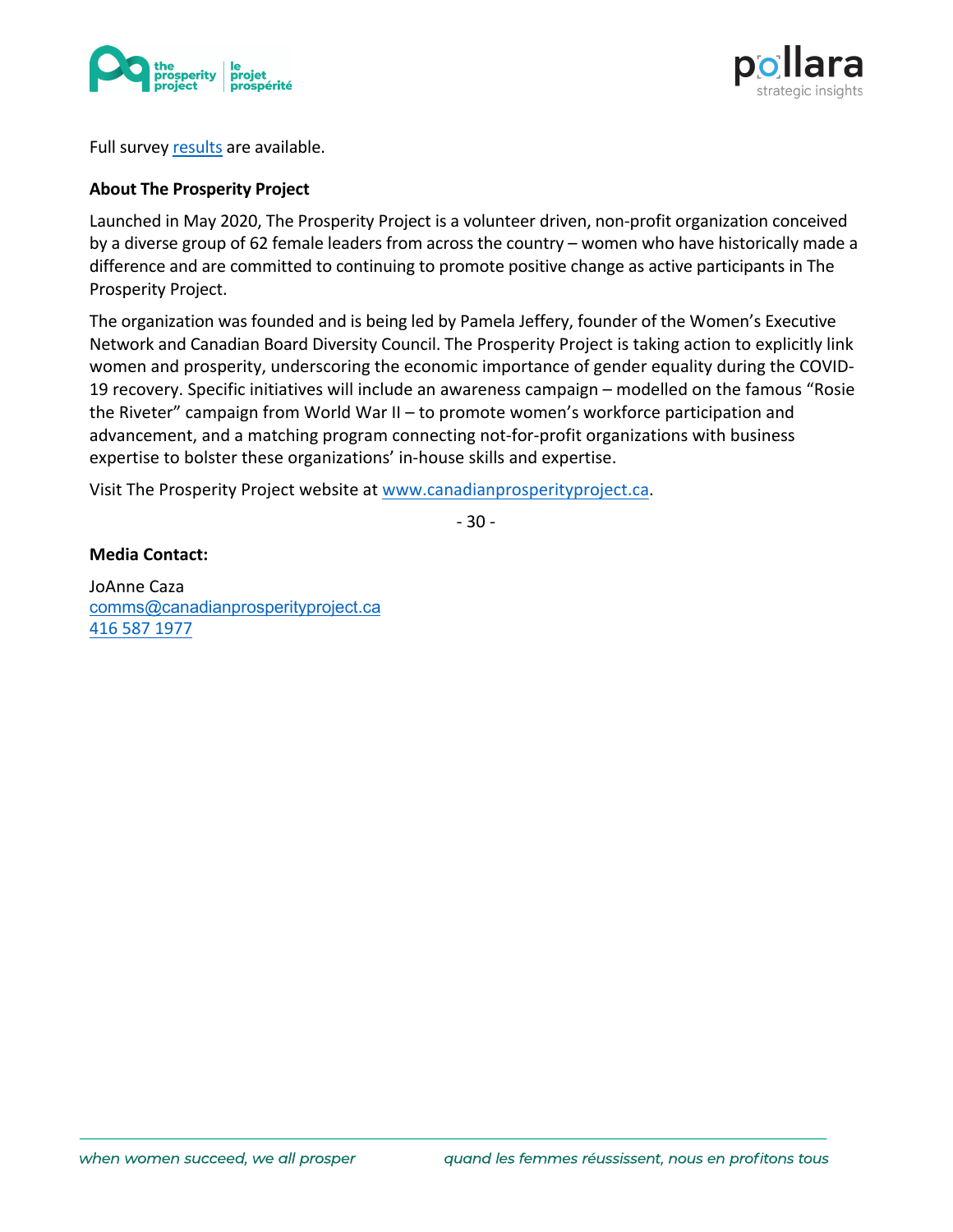Full survey results are available.

**About The Prosperity Project**

Launched in May 2020, The Prosperity Project is a volunteer driven, non-profit organization conceived by a diverse group of 62 female leaders from across the country – women who have historically made a difference and are committed to continuing to promote positive change as active participants in The Prosperity Project.

The organization was founded and is being led by Pamela Jeffery, founder of the Women's Executive Network and Canadian Board Diversity Council. The Prosperity Project is taking action to explicitly link women and prosperity, underscoring the economic importance of gender equality during the COVID-19 recovery. Specific initiatives will include an awareness campaign – modelled on the famous "Rosie the Riveter" campaign from World War II – to promote women's workforce participation and advancement, and a matching program connecting not-for-profit organizations with business expertise to bolster these organizations' in-house skills and expertise.

Visit The Prosperity Project website at www.canadianprosperityproject.ca.

- 30 -

**Media Contact:**

JoAnne Caza
comms@canadianprosperityproject.ca
416 587 1977